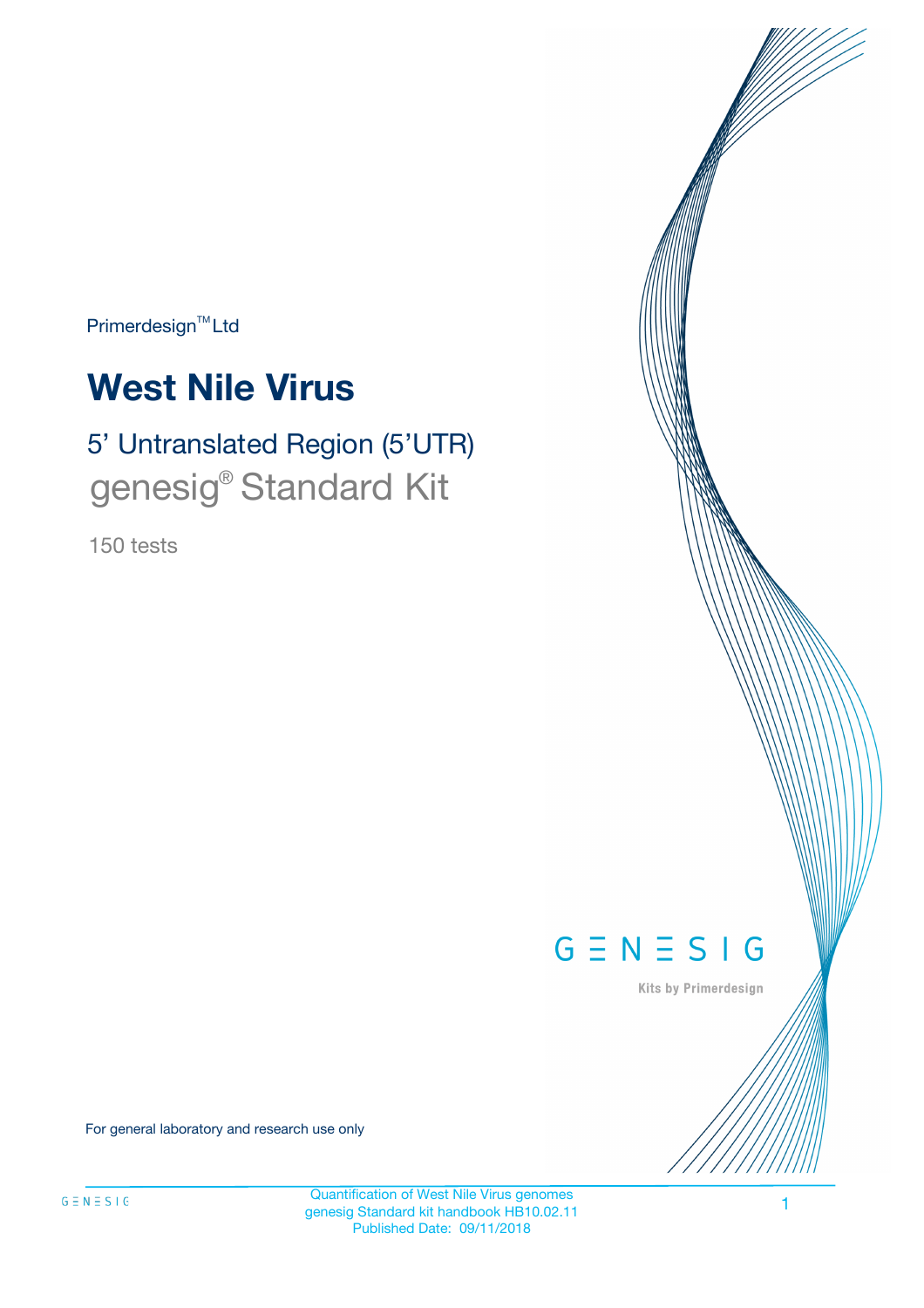Primerdesign™ Ltd

# West Nile Virus

## 5' Untranslated Region (5'UTR)

## genesig® Standard Kit

150 tests

GENESIG

Kits by Primerdesign

For general laboratory and research use only

Quantification of West Nile Virus genomes
genesig Standard kit handbook HB10.02.11
Published Date: 09/11/2018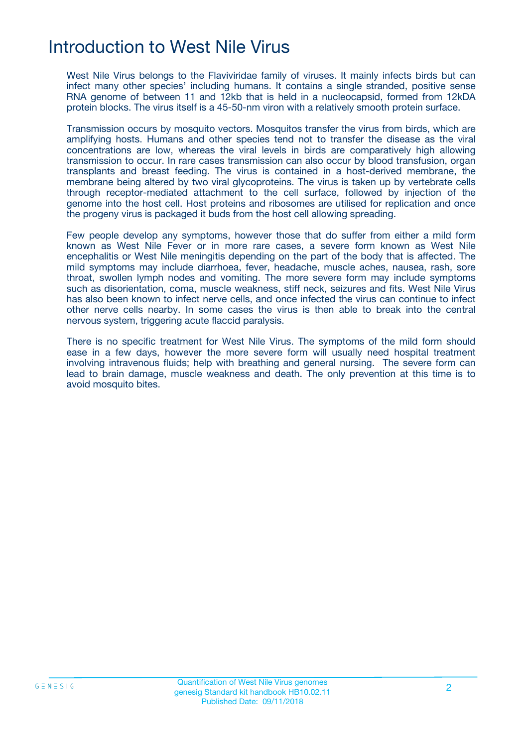# Introduction to West Nile Virus

West Nile Virus belongs to the Flaviviridae family of viruses. It mainly infects birds but can infect many other species' including humans. It contains a single stranded, positive sense RNA genome of between 11 and 12kb that is held in a nucleocapsid, formed from 12kDA protein blocks. The virus itself is a 45-50-nm viron with a relatively smooth protein surface.

Transmission occurs by mosquito vectors. Mosquitos transfer the virus from birds, which are amplifying hosts. Humans and other species tend not to transfer the disease as the viral concentrations are low, whereas the viral levels in birds are comparatively high allowing transmission to occur. In rare cases transmission can also occur by blood transfusion, organ transplants and breast feeding. The virus is contained in a host-derived membrane, the membrane being altered by two viral glycoproteins. The virus is taken up by vertebrate cells through receptor-mediated attachment to the cell surface, followed by injection of the genome into the host cell. Host proteins and ribosomes are utilised for replication and once the progeny virus is packaged it buds from the host cell allowing spreading.

Few people develop any symptoms, however those that do suffer from either a mild form known as West Nile Fever or in more rare cases, a severe form known as West Nile encephalitis or West Nile meningitis depending on the part of the body that is affected. The mild symptoms may include diarrhoea, fever, headache, muscle aches, nausea, rash, sore throat, swollen lymph nodes and vomiting. The more severe form may include symptoms such as disorientation, coma, muscle weakness, stiff neck, seizures and fits. West Nile Virus has also been known to infect nerve cells, and once infected the virus can continue to infect other nerve cells nearby. In some cases the virus is then able to break into the central nervous system, triggering acute flaccid paralysis.

There is no specific treatment for West Nile Virus. The symptoms of the mild form should ease in a few days, however the more severe form will usually need hospital treatment involving intravenous fluids; help with breathing and general nursing. The severe form can lead to brain damage, muscle weakness and death. The only prevention at this time is to avoid mosquito bites.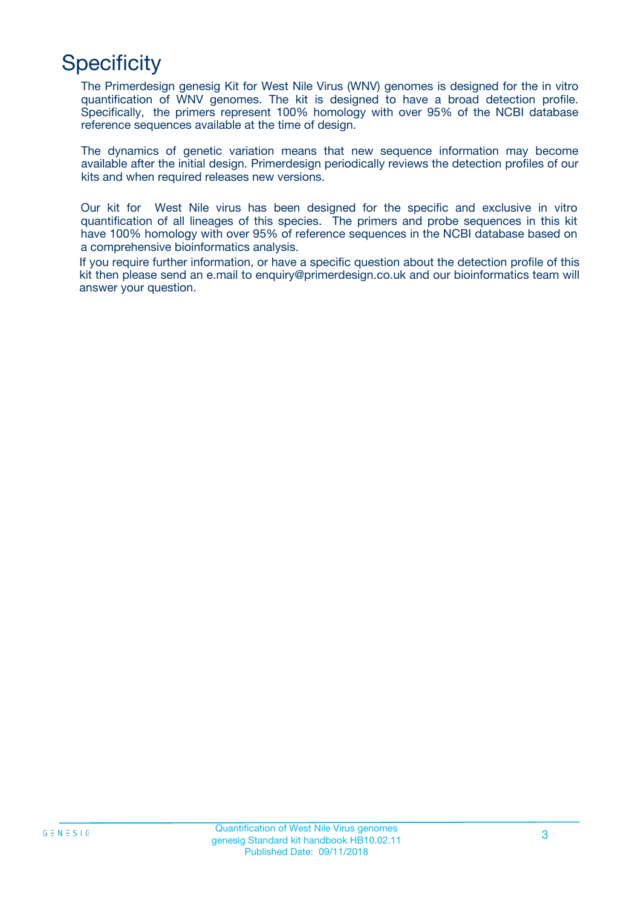# Specificity

The Primerdesign genesig Kit for West Nile Virus (WNV) genomes is designed for the in vitro quantification of WNV genomes. The kit is designed to have a broad detection profile. Specifically, the primers represent 100% homology with over 95% of the NCBI database reference sequences available at the time of design.

The dynamics of genetic variation means that new sequence information may become available after the initial design. Primerdesign periodically reviews the detection profiles of our kits and when required releases new versions.

Our kit for West Nile virus has been designed for the specific and exclusive in vitro quantification of all lineages of this species. The primers and probe sequences in this kit have 100% homology with over 95% of reference sequences in the NCBI database based on a comprehensive bioinformatics analysis.

If you require further information, or have a specific question about the detection profile of this kit then please send an e.mail to enquiry@primerdesign.co.uk and our bioinformatics team will answer your question.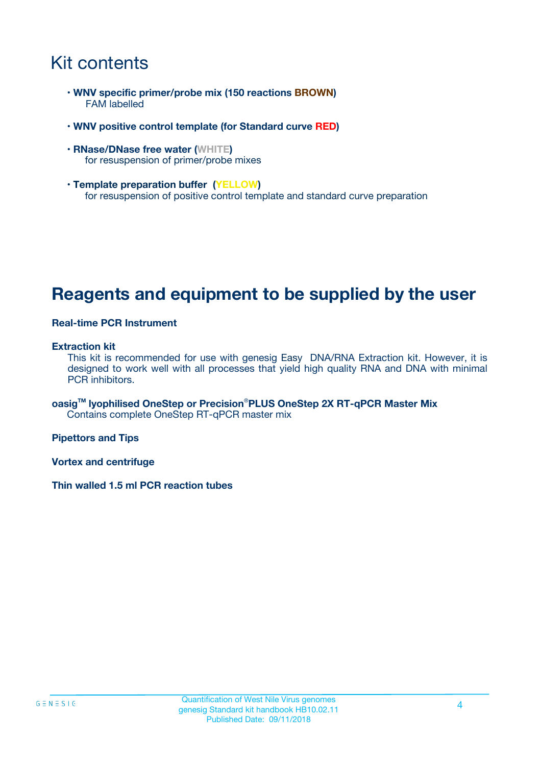# Kit contents

- **WNV specific primer/probe mix (150 reactions BROWN)**
  FAM labelled

- **WNV positive control template (for Standard curve RED)**

- **RNase/DNase free water (WHITE)**
  for resuspension of primer/probe mixes

- **Template preparation buffer (YELLOW)**
  for resuspension of positive control template and standard curve preparation

# Reagents and equipment to be supplied by the user

**Real-time PCR Instrument**

**Extraction kit**
This kit is recommended for use with genesig Easy DNA/RNA Extraction kit. However, it is designed to work well with all processes that yield high quality RNA and DNA with minimal PCR inhibitors.

**oasig™ lyophilised OneStep or Precision®PLUS OneStep 2X RT-qPCR Master Mix**
Contains complete OneStep RT-qPCR master mix

**Pipettors and Tips**

**Vortex and centrifuge**

**Thin walled 1.5 ml PCR reaction tubes**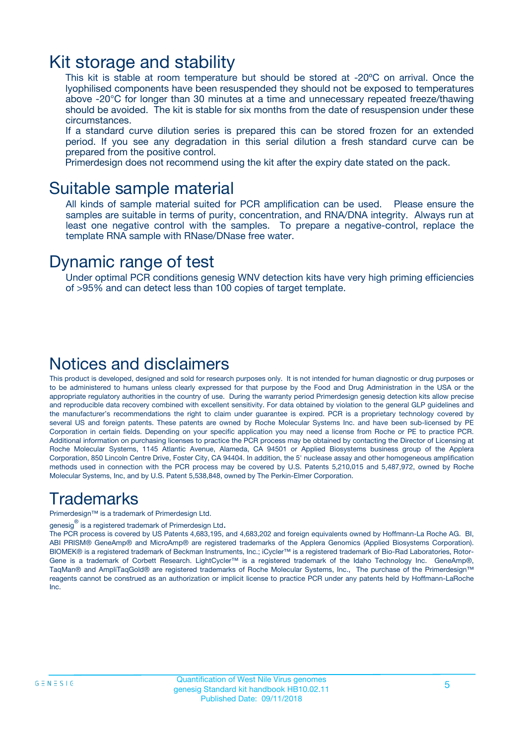# Kit storage and stability

This kit is stable at room temperature but should be stored at -20ºC on arrival. Once the lyophilised components have been resuspended they should not be exposed to temperatures above -20°C for longer than 30 minutes at a time and unnecessary repeated freeze/thawing should be avoided. The kit is stable for six months from the date of resuspension under these circumstances.

If a standard curve dilution series is prepared this can be stored frozen for an extended period. If you see any degradation in this serial dilution a fresh standard curve can be prepared from the positive control.

Primerdesign does not recommend using the kit after the expiry date stated on the pack.

# Suitable sample material

All kinds of sample material suited for PCR amplification can be used. Please ensure the samples are suitable in terms of purity, concentration, and RNA/DNA integrity. Always run at least one negative control with the samples. To prepare a negative-control, replace the template RNA sample with RNase/DNase free water.

# Dynamic range of test

Under optimal PCR conditions genesig WNV detection kits have very high priming efficiencies of >95% and can detect less than 100 copies of target template.

# Notices and disclaimers

This product is developed, designed and sold for research purposes only. It is not intended for human diagnostic or drug purposes or to be administered to humans unless clearly expressed for that purpose by the Food and Drug Administration in the USA or the appropriate regulatory authorities in the country of use. During the warranty period Primerdesign genesig detection kits allow precise and reproducible data recovery combined with excellent sensitivity. For data obtained by violation to the general GLP guidelines and the manufacturer's recommendations the right to claim under guarantee is expired. PCR is a proprietary technology covered by several US and foreign patents. These patents are owned by Roche Molecular Systems Inc. and have been sub-licensed by PE Corporation in certain fields. Depending on your specific application you may need a license from Roche or PE to practice PCR. Additional information on purchasing licenses to practice the PCR process may be obtained by contacting the Director of Licensing at Roche Molecular Systems, 1145 Atlantic Avenue, Alameda, CA 94501 or Applied Biosystems business group of the Applera Corporation, 850 Lincoln Centre Drive, Foster City, CA 94404. In addition, the 5' nuclease assay and other homogeneous amplification methods used in connection with the PCR process may be covered by U.S. Patents 5,210,015 and 5,487,972, owned by Roche Molecular Systems, Inc, and by U.S. Patent 5,538,848, owned by The Perkin-Elmer Corporation.

# Trademarks

Primerdesign™ is a trademark of Primerdesign Ltd.

genesig® is a registered trademark of Primerdesign Ltd.

The PCR process is covered by US Patents 4,683,195, and 4,683,202 and foreign equivalents owned by Hoffmann-La Roche AG. BI, ABI PRISM® GeneAmp® and MicroAmp® are registered trademarks of the Applera Genomics (Applied Biosystems Corporation). BIOMEK® is a registered trademark of Beckman Instruments, Inc.; iCycler™ is a registered trademark of Bio-Rad Laboratories, Rotor-Gene is a trademark of Corbett Research. LightCycler™ is a registered trademark of the Idaho Technology Inc. GeneAmp®, TaqMan® and AmpliTaqGold® are registered trademarks of Roche Molecular Systems, Inc., The purchase of the Primerdesign™ reagents cannot be construed as an authorization or implicit license to practice PCR under any patents held by Hoffmann-LaRoche Inc.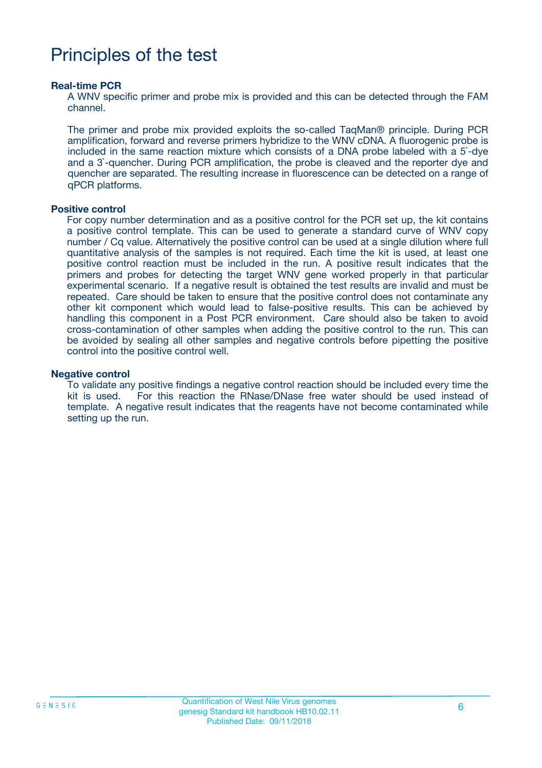# Principles of the test

**Real-time PCR**

A WNV specific primer and probe mix is provided and this can be detected through the FAM channel.

The primer and probe mix provided exploits the so-called TaqMan® principle. During PCR amplification, forward and reverse primers hybridize to the WNV cDNA. A fluorogenic probe is included in the same reaction mixture which consists of a DNA probe labeled with a 5`-dye and a 3`-quencher. During PCR amplification, the probe is cleaved and the reporter dye and quencher are separated. The resulting increase in fluorescence can be detected on a range of qPCR platforms.

**Positive control**

For copy number determination and as a positive control for the PCR set up, the kit contains a positive control template. This can be used to generate a standard curve of WNV copy number / Cq value. Alternatively the positive control can be used at a single dilution where full quantitative analysis of the samples is not required. Each time the kit is used, at least one positive control reaction must be included in the run. A positive result indicates that the primers and probes for detecting the target WNV gene worked properly in that particular experimental scenario. If a negative result is obtained the test results are invalid and must be repeated. Care should be taken to ensure that the positive control does not contaminate any other kit component which would lead to false-positive results. This can be achieved by handling this component in a Post PCR environment. Care should also be taken to avoid cross-contamination of other samples when adding the positive control to the run. This can be avoided by sealing all other samples and negative controls before pipetting the positive control into the positive control well.

**Negative control**

To validate any positive findings a negative control reaction should be included every time the kit is used. For this reaction the RNase/DNase free water should be used instead of template. A negative result indicates that the reagents have not become contaminated while setting up the run.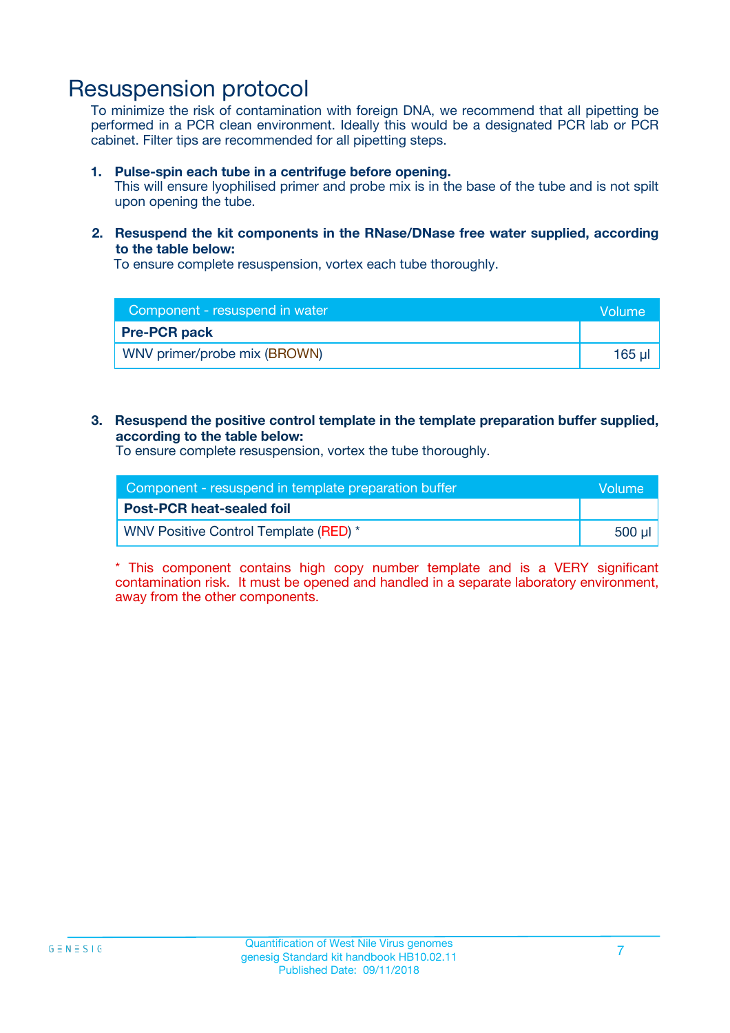# Resuspension protocol

To minimize the risk of contamination with foreign DNA, we recommend that all pipetting be performed in a PCR clean environment. Ideally this would be a designated PCR lab or PCR cabinet. Filter tips are recommended for all pipetting steps.

1. **Pulse-spin each tube in a centrifuge before opening.**
   This will ensure lyophilised primer and probe mix is in the base of the tube and is not spilt upon opening the tube.

2. **Resuspend the kit components in the RNase/DNase free water supplied, according to the table below:**
   To ensure complete resuspension, vortex each tube thoroughly.

| Component - resuspend in water | Volume |
|---|---|
| **Pre-PCR pack** | |
| WNV primer/probe mix (BROWN) | 165 µl |

3. **Resuspend the positive control template in the template preparation buffer supplied, according to the table below:**
   To ensure complete resuspension, vortex the tube thoroughly.

| Component - resuspend in template preparation buffer | Volume |
|---|---|
| **Post-PCR heat-sealed foil** | |
| WNV Positive Control Template (RED) * | 500 µl |

* This component contains high copy number template and is a VERY significant contamination risk. It must be opened and handled in a separate laboratory environment, away from the other components.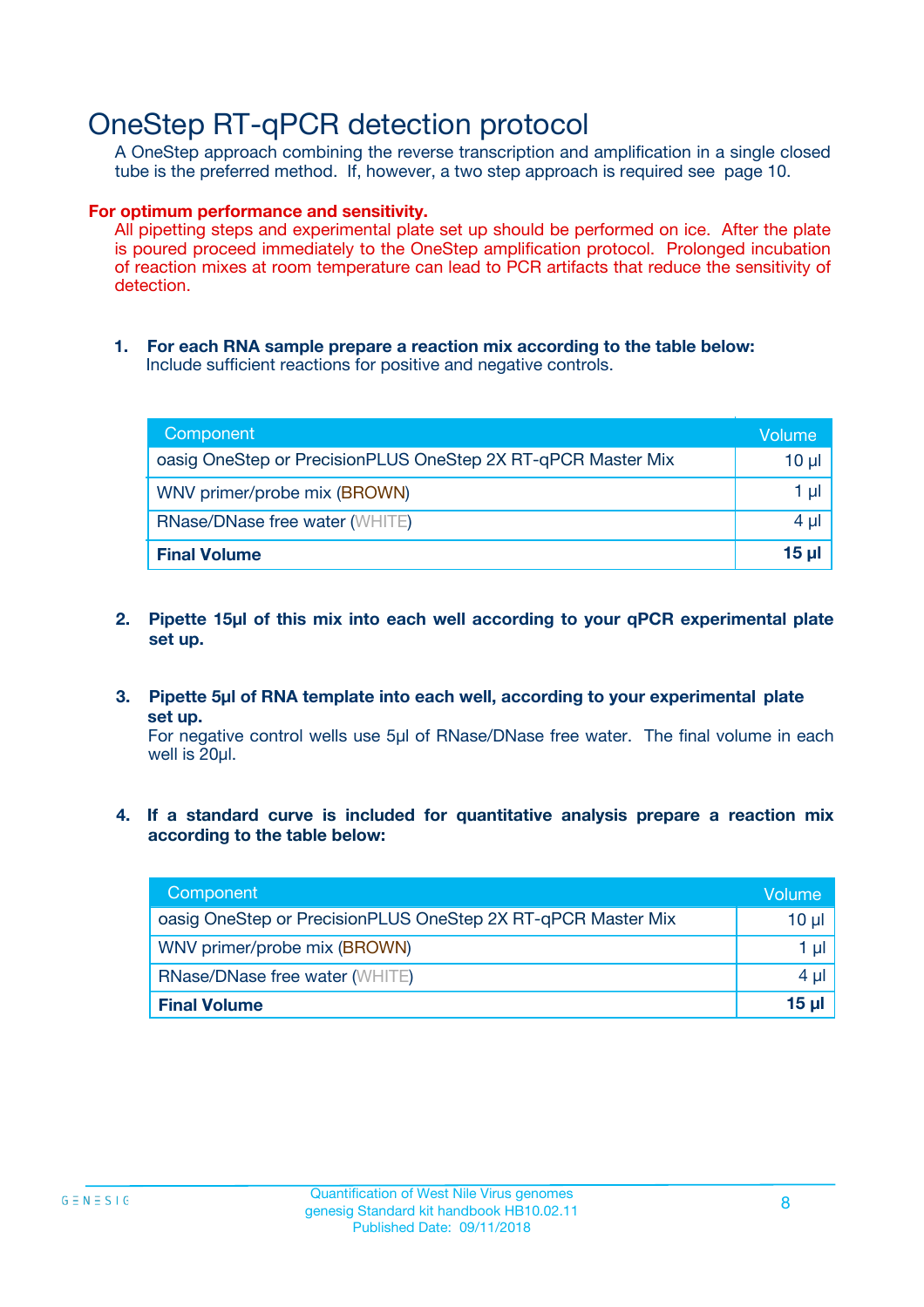# OneStep RT-qPCR detection protocol

A OneStep approach combining the reverse transcription and amplification in a single closed tube is the preferred method. If, however, a two step approach is required see page 10.

**For optimum performance and sensitivity.**

All pipetting steps and experimental plate set up should be performed on ice. After the plate is poured proceed immediately to the OneStep amplification protocol. Prolonged incubation of reaction mixes at room temperature can lead to PCR artifacts that reduce the sensitivity of detection.

1. **For each RNA sample prepare a reaction mix according to the table below:**
   Include sufficient reactions for positive and negative controls.

| Component | Volume |
|---|---|
| oasig OneStep or PrecisionPLUS OneStep 2X RT-qPCR Master Mix | 10 µl |
| WNV primer/probe mix (BROWN) | 1 µl |
| RNase/DNase free water (WHITE) | 4 µl |
| **Final Volume** | **15 µl** |

2. **Pipette 15µl of this mix into each well according to your qPCR experimental plate set up.**

3. **Pipette 5µl of RNA template into each well, according to your experimental plate set up.**
   For negative control wells use 5µl of RNase/DNase free water. The final volume in each well is 20µl.

4. **If a standard curve is included for quantitative analysis prepare a reaction mix according to the table below:**

| Component | Volume |
|---|---|
| oasig OneStep or PrecisionPLUS OneStep 2X RT-qPCR Master Mix | 10 µl |
| WNV primer/probe mix (BROWN) | 1 µl |
| RNase/DNase free water (WHITE) | 4 µl |
| **Final Volume** | **15 µl** |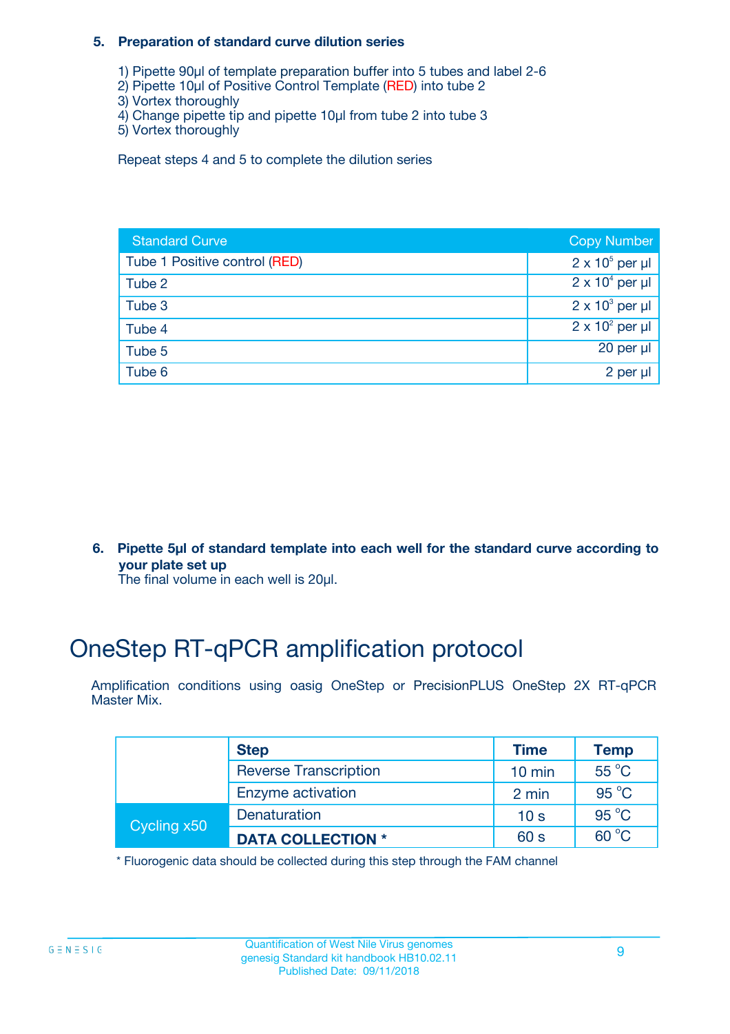**5. Preparation of standard curve dilution series**

1) Pipette 90µl of template preparation buffer into 5 tubes and label 2-6
2) Pipette 10µl of Positive Control Template (RED) into tube 2
3) Vortex thoroughly
4) Change pipette tip and pipette 10µl from tube 2 into tube 3
5) Vortex thoroughly

Repeat steps 4 and 5 to complete the dilution series

| Standard Curve | Copy Number |
|---|---|
| Tube 1 Positive control (RED) | $2 \times 10^5$ per µl |
| Tube 2 | $2 \times 10^4$ per µl |
| Tube 3 | $2 \times 10^3$ per µl |
| Tube 4 | $2 \times 10^2$ per µl |
| Tube 5 | 20 per µl |
| Tube 6 | 2 per µl |

**6. Pipette 5µl of standard template into each well for the standard curve according to your plate set up**

The final volume in each well is 20µl.

# OneStep RT-qPCR amplification protocol

Amplification conditions using oasig OneStep or PrecisionPLUS OneStep 2X RT-qPCR Master Mix.

| | Step | Time | Temp |
|---|---|---|---|
| | Reverse Transcription | 10 min | 55 °C |
| | Enzyme activation | 2 min | 95 °C |
| Cycling x50 | Denaturation | 10 s | 95 °C |
| | **DATA COLLECTION *** | 60 s | 60 °C |

* Fluorogenic data should be collected during this step through the FAM channel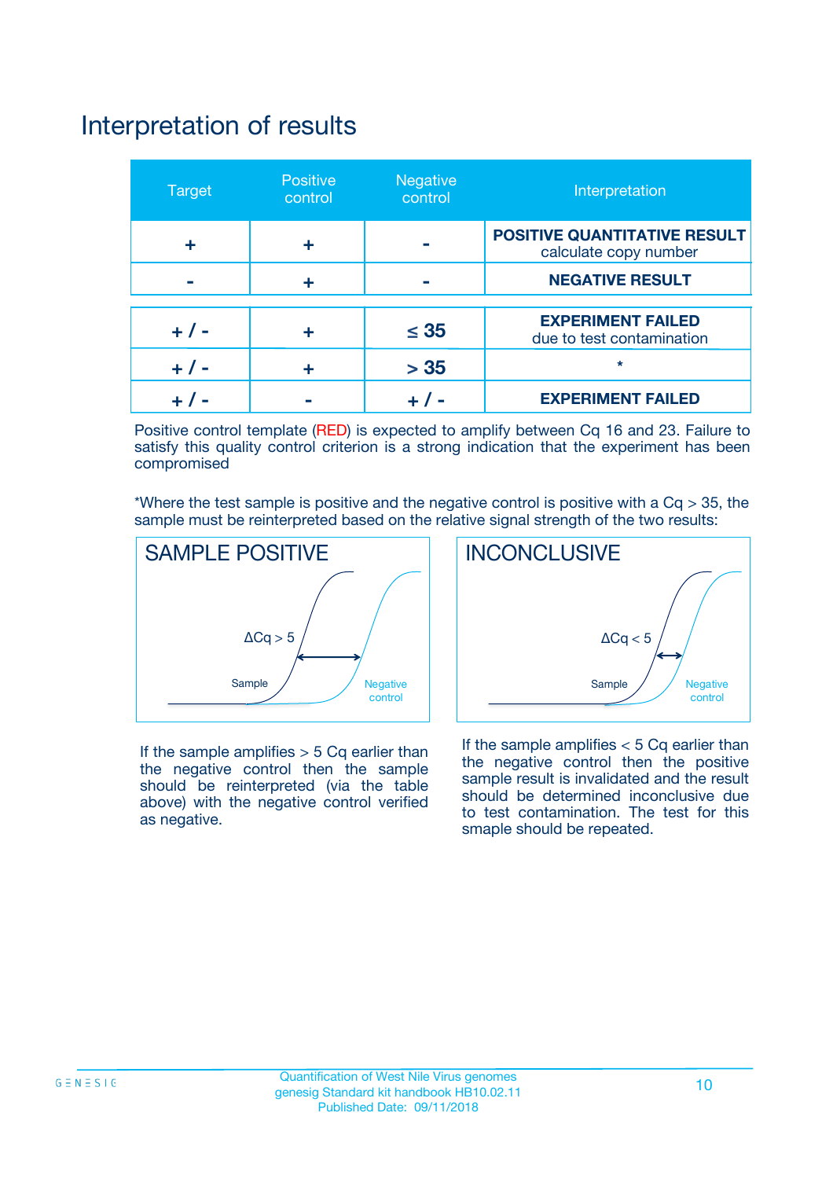# Interpretation of results

| Target | Positive control | Negative control | Interpretation |
|---|---|---|---|
| + | + | - | **POSITIVE QUANTITATIVE RESULT** calculate copy number |
| - | + | - | **NEGATIVE RESULT** |
| + / - | + | ≤ 35 | **EXPERIMENT FAILED** due to test contamination |
| + / - | + | > 35 | * |
| + / - | - | + / - | **EXPERIMENT FAILED** |

Positive control template (RED) is expected to amplify between Cq 16 and 23. Failure to satisfy this quality control criterion is a strong indication that the experiment has been compromised

*Where the test sample is positive and the negative control is positive with a Cq > 35, the sample must be reinterpreted based on the relative signal strength of the two results:

SAMPLE POSITIVE

ΔCq > 5

Sample

Negative control

If the sample amplifies > 5 Cq earlier than the negative control then the sample should be reinterpreted (via the table above) with the negative control verified as negative.

INCONCLUSIVE

ΔCq < 5

Sample

Negative control

If the sample amplifies < 5 Cq earlier than the negative control then the positive sample result is invalidated and the result should be determined inconclusive due to test contamination. The test for this smaple should be repeated.